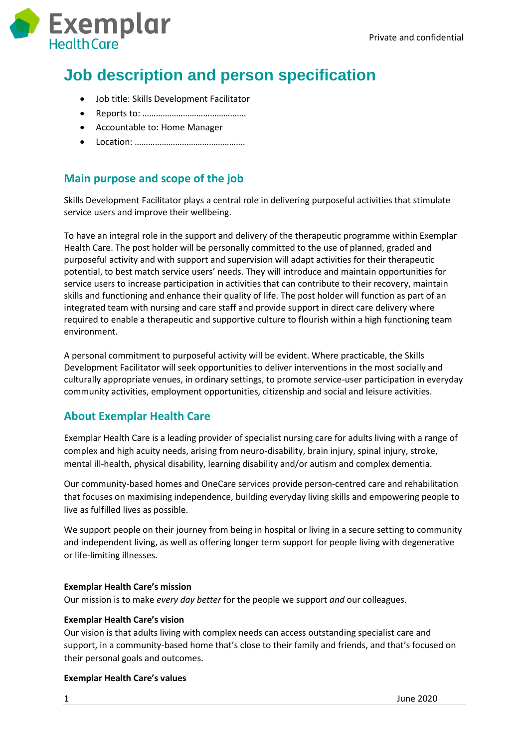Private and confidential

# Job description and person specification

- Job title: Skills Development Facilitator
- Reports to: ……………………………………….
- Accountable to: Home Manager
- Location: ………………………………………….

## Main purpose and scope of the job

Skills Development Facilitator plays a central role in delivering purposeful activities that stimulate service users and improve their wellbeing.

To have an integral role in the support and delivery of the therapeutic programme within Exemplar Health Care. The post holder will be personally committed to the use of planned, graded and purposeful activity and with support and supervision will adapt activities for their therapeutic potential, to best match service users' needs. They will introduce and maintain opportunities for service users to increase participation in activities that can contribute to their recovery, maintain skills and functioning and enhance their quality of life. The post holder will function as part of an integrated team with nursing and care staff and provide support in direct care delivery where required to enable a therapeutic and supportive culture to flourish within a high functioning team environment.

A personal commitment to purposeful activity will be evident. Where practicable, the Skills Development Facilitator will seek opportunities to deliver interventions in the most socially and culturally appropriate venues, in ordinary settings, to promote service-user participation in everyday community activities, employment opportunities, citizenship and social and leisure activities.

## About Exemplar Health Care

Exemplar Health Care is a leading provider of specialist nursing care for adults living with a range of complex and high acuity needs, arising from neuro-disability, brain injury, spinal injury, stroke, mental ill-health, physical disability, learning disability and/or autism and complex dementia.

Our community-based homes and OneCare services provide person-centred care and rehabilitation that focuses on maximising independence, building everyday living skills and empowering people to live as fulfilled lives as possible.

We support people on their journey from being in hospital or living in a secure setting to community and independent living, as well as offering longer term support for people living with degenerative or life-limiting illnesses.

**Exemplar Health Care's mission**
Our mission is to make *every day better* for the people we support *and* our colleagues.

**Exemplar Health Care's vision**
Our vision is that adults living with complex needs can access outstanding specialist care and support, in a community-based home that's close to their family and friends, and that's focused on their personal goals and outcomes.

**Exemplar Health Care's values**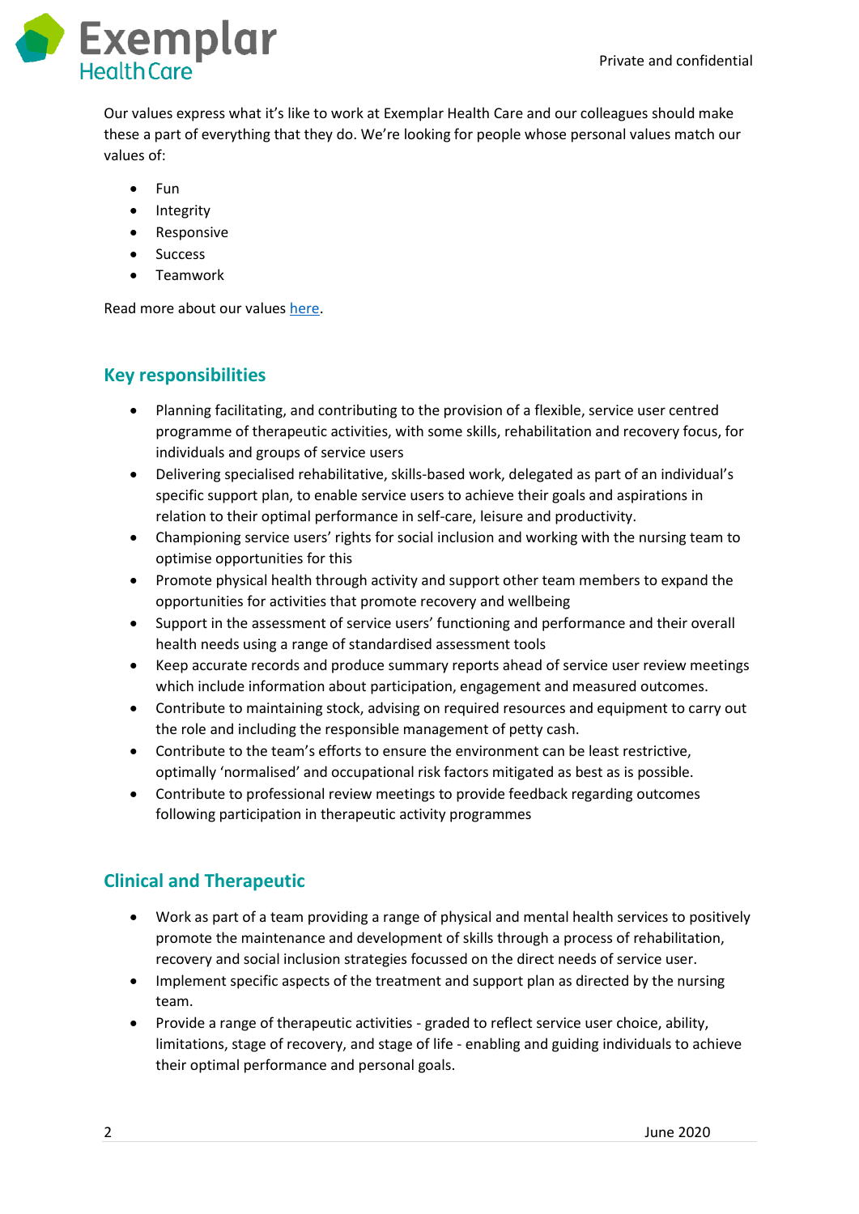Our values express what it's like to work at Exemplar Health Care and our colleagues should make these a part of everything that they do. We're looking for people whose personal values match our values of:

- Fun
- Integrity
- Responsive
- Success
- Teamwork

Read more about our values here.

## Key responsibilities

- Planning facilitating, and contributing to the provision of a flexible, service user centred programme of therapeutic activities, with some skills, rehabilitation and recovery focus, for individuals and groups of service users
- Delivering specialised rehabilitative, skills-based work, delegated as part of an individual's specific support plan, to enable service users to achieve their goals and aspirations in relation to their optimal performance in self-care, leisure and productivity.
- Championing service users' rights for social inclusion and working with the nursing team to optimise opportunities for this
- Promote physical health through activity and support other team members to expand the opportunities for activities that promote recovery and wellbeing
- Support in the assessment of service users' functioning and performance and their overall health needs using a range of standardised assessment tools
- Keep accurate records and produce summary reports ahead of service user review meetings which include information about participation, engagement and measured outcomes.
- Contribute to maintaining stock, advising on required resources and equipment to carry out the role and including the responsible management of petty cash.
- Contribute to the team's efforts to ensure the environment can be least restrictive, optimally 'normalised' and occupational risk factors mitigated as best as is possible.
- Contribute to professional review meetings to provide feedback regarding outcomes following participation in therapeutic activity programmes

## Clinical and Therapeutic

- Work as part of a team providing a range of physical and mental health services to positively promote the maintenance and development of skills through a process of rehabilitation, recovery and social inclusion strategies focussed on the direct needs of service user.
- Implement specific aspects of the treatment and support plan as directed by the nursing team.
- Provide a range of therapeutic activities - graded to reflect service user choice, ability, limitations, stage of recovery, and stage of life - enabling and guiding individuals to achieve their optimal performance and personal goals.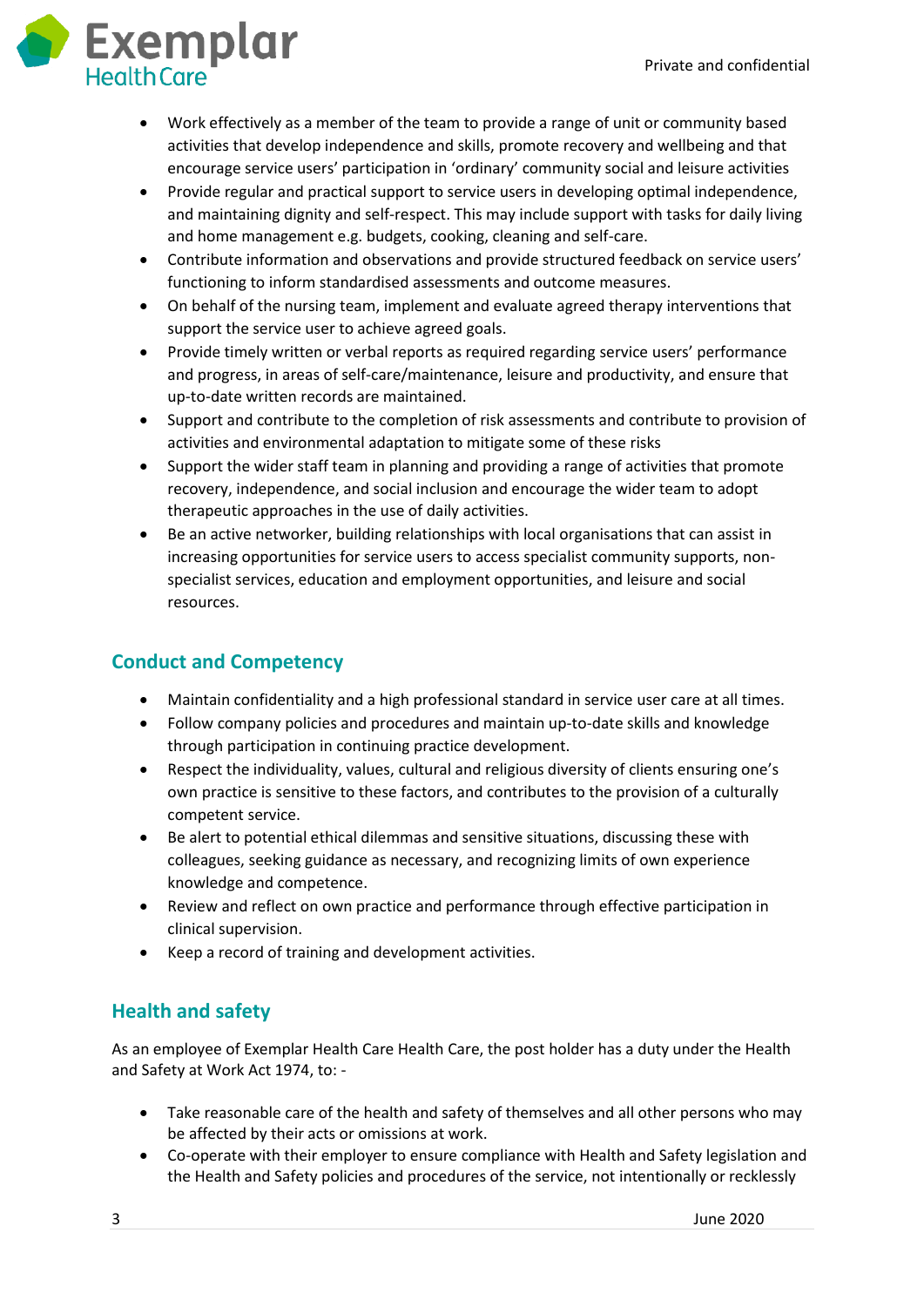- Work effectively as a member of the team to provide a range of unit or community based activities that develop independence and skills, promote recovery and wellbeing and that encourage service users' participation in 'ordinary' community social and leisure activities
- Provide regular and practical support to service users in developing optimal independence, and maintaining dignity and self-respect. This may include support with tasks for daily living and home management e.g. budgets, cooking, cleaning and self-care.
- Contribute information and observations and provide structured feedback on service users' functioning to inform standardised assessments and outcome measures.
- On behalf of the nursing team, implement and evaluate agreed therapy interventions that support the service user to achieve agreed goals.
- Provide timely written or verbal reports as required regarding service users' performance and progress, in areas of self-care/maintenance, leisure and productivity, and ensure that up-to-date written records are maintained.
- Support and contribute to the completion of risk assessments and contribute to provision of activities and environmental adaptation to mitigate some of these risks
- Support the wider staff team in planning and providing a range of activities that promote recovery, independence, and social inclusion and encourage the wider team to adopt therapeutic approaches in the use of daily activities.
- Be an active networker, building relationships with local organisations that can assist in increasing opportunities for service users to access specialist community supports, non-specialist services, education and employment opportunities, and leisure and social resources.

## Conduct and Competency

- Maintain confidentiality and a high professional standard in service user care at all times.
- Follow company policies and procedures and maintain up-to-date skills and knowledge through participation in continuing practice development.
- Respect the individuality, values, cultural and religious diversity of clients ensuring one's own practice is sensitive to these factors, and contributes to the provision of a culturally competent service.
- Be alert to potential ethical dilemmas and sensitive situations, discussing these with colleagues, seeking guidance as necessary, and recognizing limits of own experience knowledge and competence.
- Review and reflect on own practice and performance through effective participation in clinical supervision.
- Keep a record of training and development activities.

## Health and safety

As an employee of Exemplar Health Care Health Care, the post holder has a duty under the Health and Safety at Work Act 1974, to: -

- Take reasonable care of the health and safety of themselves and all other persons who may be affected by their acts or omissions at work.
- Co-operate with their employer to ensure compliance with Health and Safety legislation and the Health and Safety policies and procedures of the service, not intentionally or recklessly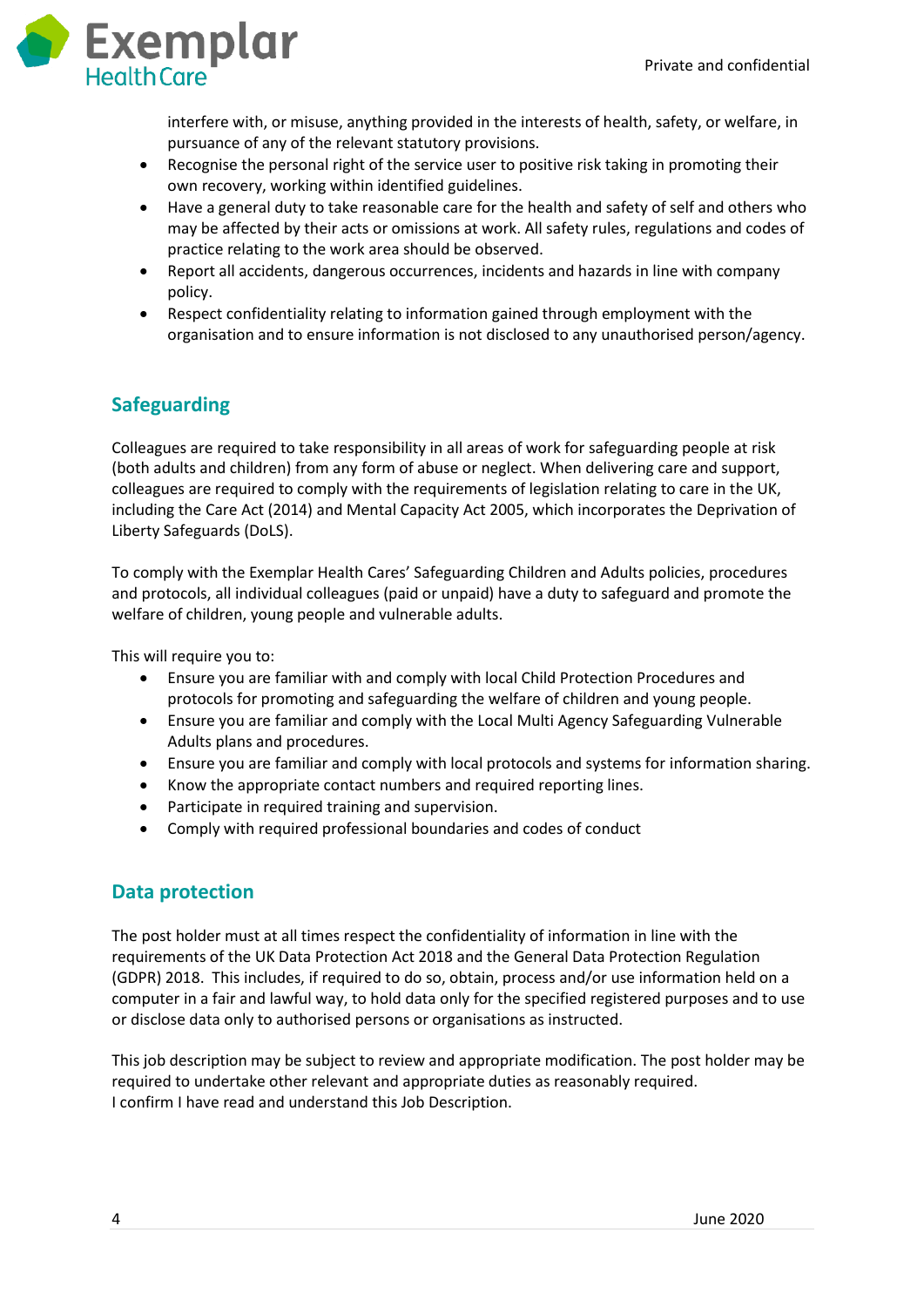interfere with, or misuse, anything provided in the interests of health, safety, or welfare, in pursuance of any of the relevant statutory provisions.

- Recognise the personal right of the service user to positive risk taking in promoting their own recovery, working within identified guidelines.
- Have a general duty to take reasonable care for the health and safety of self and others who may be affected by their acts or omissions at work. All safety rules, regulations and codes of practice relating to the work area should be observed.
- Report all accidents, dangerous occurrences, incidents and hazards in line with company policy.
- Respect confidentiality relating to information gained through employment with the organisation and to ensure information is not disclosed to any unauthorised person/agency.

## Safeguarding

Colleagues are required to take responsibility in all areas of work for safeguarding people at risk (both adults and children) from any form of abuse or neglect. When delivering care and support, colleagues are required to comply with the requirements of legislation relating to care in the UK, including the Care Act (2014) and Mental Capacity Act 2005, which incorporates the Deprivation of Liberty Safeguards (DoLS).

To comply with the Exemplar Health Cares' Safeguarding Children and Adults policies, procedures and protocols, all individual colleagues (paid or unpaid) have a duty to safeguard and promote the welfare of children, young people and vulnerable adults.

This will require you to:

- Ensure you are familiar with and comply with local Child Protection Procedures and protocols for promoting and safeguarding the welfare of children and young people.
- Ensure you are familiar and comply with the Local Multi Agency Safeguarding Vulnerable Adults plans and procedures.
- Ensure you are familiar and comply with local protocols and systems for information sharing.
- Know the appropriate contact numbers and required reporting lines.
- Participate in required training and supervision.
- Comply with required professional boundaries and codes of conduct

## Data protection

The post holder must at all times respect the confidentiality of information in line with the requirements of the UK Data Protection Act 2018 and the General Data Protection Regulation (GDPR) 2018. This includes, if required to do so, obtain, process and/or use information held on a computer in a fair and lawful way, to hold data only for the specified registered purposes and to use or disclose data only to authorised persons or organisations as instructed.

This job description may be subject to review and appropriate modification. The post holder may be required to undertake other relevant and appropriate duties as reasonably required.
I confirm I have read and understand this Job Description.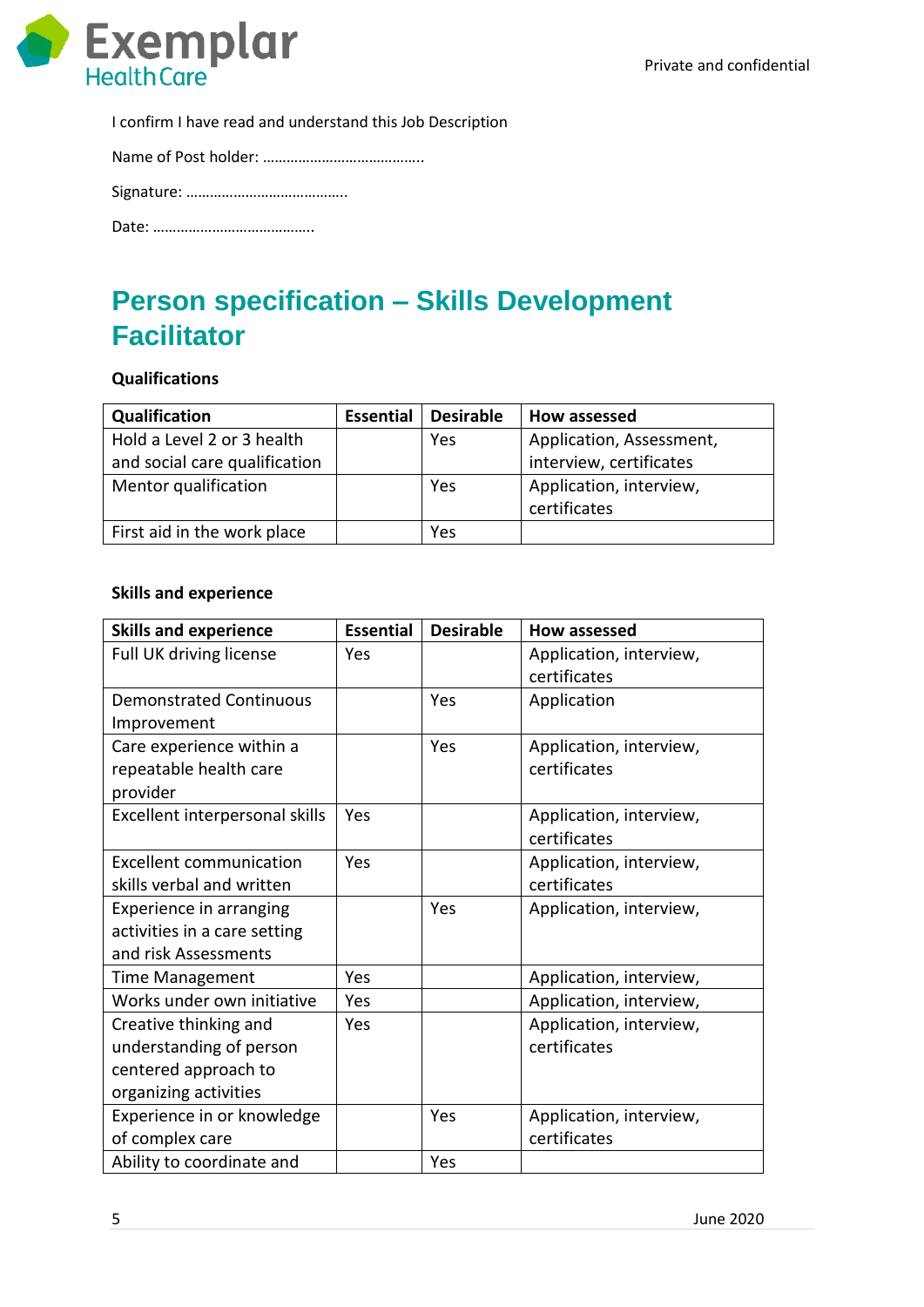I confirm I have read and understand this Job Description

Name of Post holder: …………………………………..

Signature: …………………………………..

Date: …………………………………..

# Person specification – Skills Development Facilitator

**Qualifications**

| Qualification | Essential | Desirable | How assessed |
|---|---|---|---|
| Hold a Level 2 or 3 health and social care qualification | | Yes | Application, Assessment, interview, certificates |
| Mentor qualification | | Yes | Application, interview, certificates |
| First aid in the work place | | Yes | |

**Skills and experience**

| Skills and experience | Essential | Desirable | How assessed |
|---|---|---|---|
| Full UK driving license | Yes | | Application, interview, certificates |
| Demonstrated Continuous Improvement | | Yes | Application |
| Care experience within a repeatable health care provider | | Yes | Application, interview, certificates |
| Excellent interpersonal skills | Yes | | Application, interview, certificates |
| Excellent communication skills verbal and written | Yes | | Application, interview, certificates |
| Experience in arranging activities in a care setting and risk Assessments | | Yes | Application, interview, |
| Time Management | Yes | | Application, interview, |
| Works under own initiative | Yes | | Application, interview, |
| Creative thinking and understanding of person centered approach to organizing activities | Yes | | Application, interview, certificates |
| Experience in or knowledge of complex care | | Yes | Application, interview, certificates |
| Ability to coordinate and | | Yes | |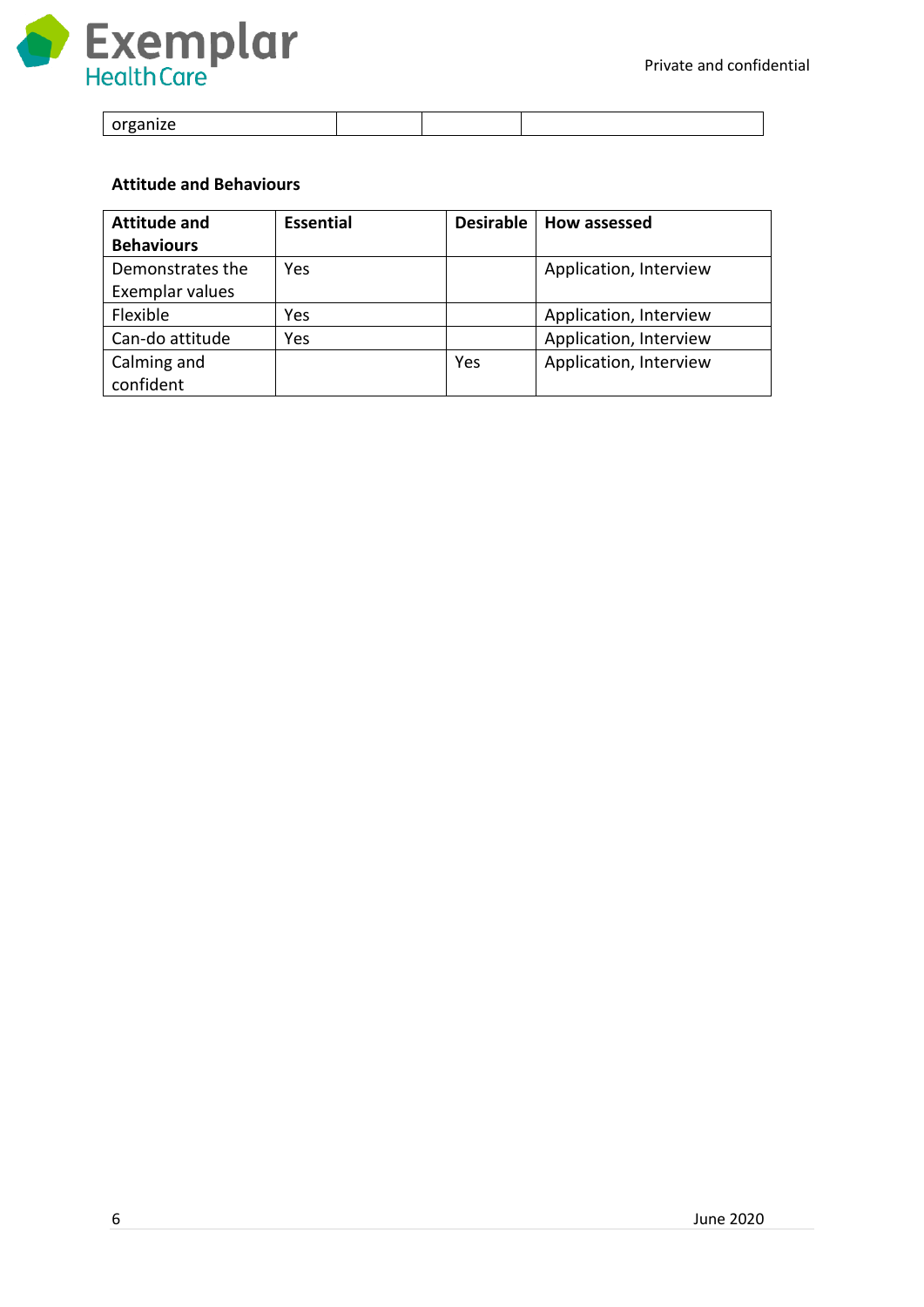| | | | |
|---|---|---|---|
| organize | | | |

**Attitude and Behaviours**

| Attitude and Behaviours | Essential | Desirable | How assessed |
|---|---|---|---|
| Demonstrates the Exemplar values | Yes | | Application, Interview |
| Flexible | Yes | | Application, Interview |
| Can-do attitude | Yes | | Application, Interview |
| Calming and confident | | Yes | Application, Interview |